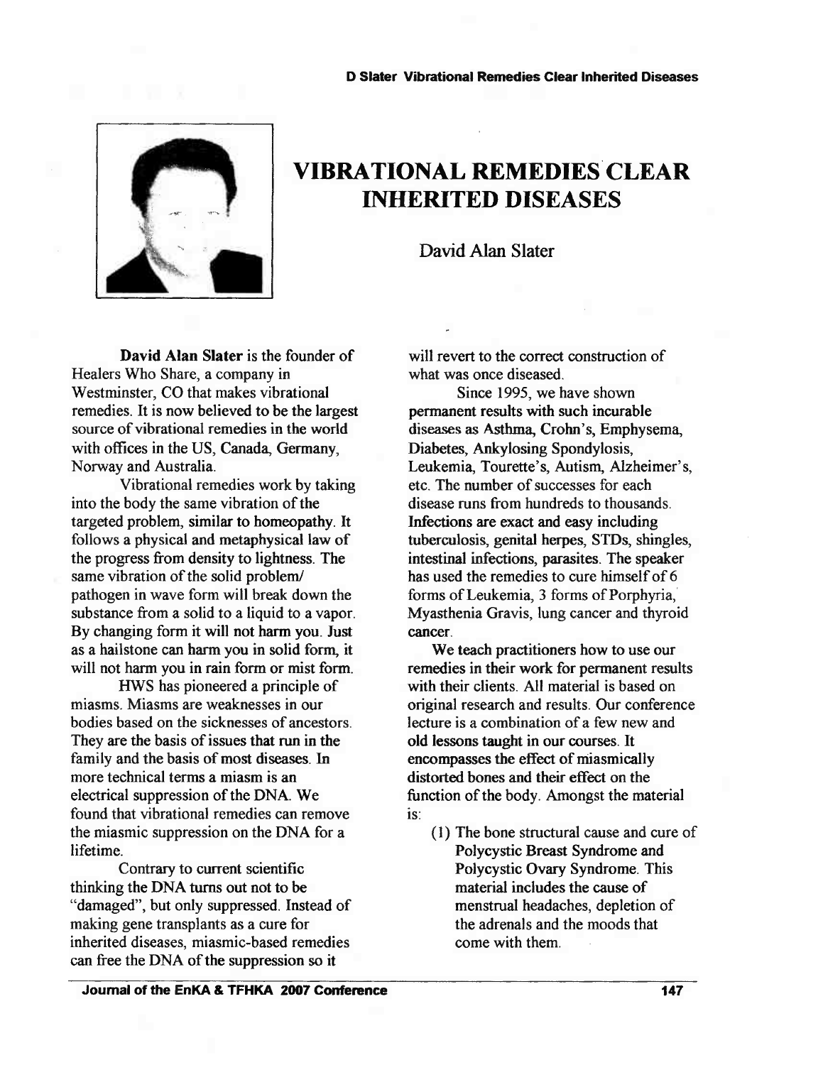# VIBRATIONAL REMEDIES CLEAR INHERITED DISEASES

David Alan Slater

**David Alan Slater** is the founder of Healers Who Share, a company in Westminster, CO that makes vibrational remedies. It is now believed to be the largest source of vibrational remedies in the world with offices in the US, Canada, Germany, Norway and Australia.

Vibrational remedies work by taking into the body the same vibration of the targeted problem, similar to homeopathy. It follows a physical and metaphysical law of the progress from density to lightness. The same vibration of the solid problem/ pathogen in wave form will break down the substance from a solid to a liquid to a vapor. By changing form it will not harm you. Just as a hailstone can harm you in solid form, it will not harm you in rain form or mist form.

HWS has pioneered a principle of miasms. Miasms are weaknesses in our bodies based on the sicknesses of ancestors. They are the basis of issues that run in the family and the basis of most diseases. In more technical terms a miasm is an electrical suppression of the DNA. We found that vibrational remedies can remove the miasmic suppression on the DNA for a lifetime.

Contrary to current scientific thinking the DNA turns out not to be "damaged", but only suppressed. Instead of making gene transplants as a cure for inherited diseases, miasmic-based remedies can free the DNA of the suppression so it will revert to the correct construction of what was once diseased.

Since 1995, we have shown permanent results with such incurable diseases as Asthma, Crohn's, Emphysema, Diabetes, Ankylosing Spondylosis, Leukemia, Tourette's, Autism, Alzheimer's, etc. The number of successes for each disease runs from hundreds to thousands. Infections are exact and easy including tuberculosis, genital herpes, STDs, shingles, intestinal infections, parasites. The speaker has used the remedies to cure himself of 6 forms of Leukemia, 3 forms of Porphyria, Myasthenia Gravis, lung cancer and thyroid cancer.

We teach practitioners how to use our remedies in their work for permanent results with their clients. All material is based on original research and results. Our conference lecture is a combination of a few new and old lessons taught in our courses. It encompasses the effect of miasmically distorted bones and their effect on the function of the body. Amongst the material is:

(1) The bone structural cause and cure of Polycystic Breast Syndrome and Polycystic Ovary Syndrome. This material includes the cause of menstrual headaches, depletion of the adrenals and the moods that come with them.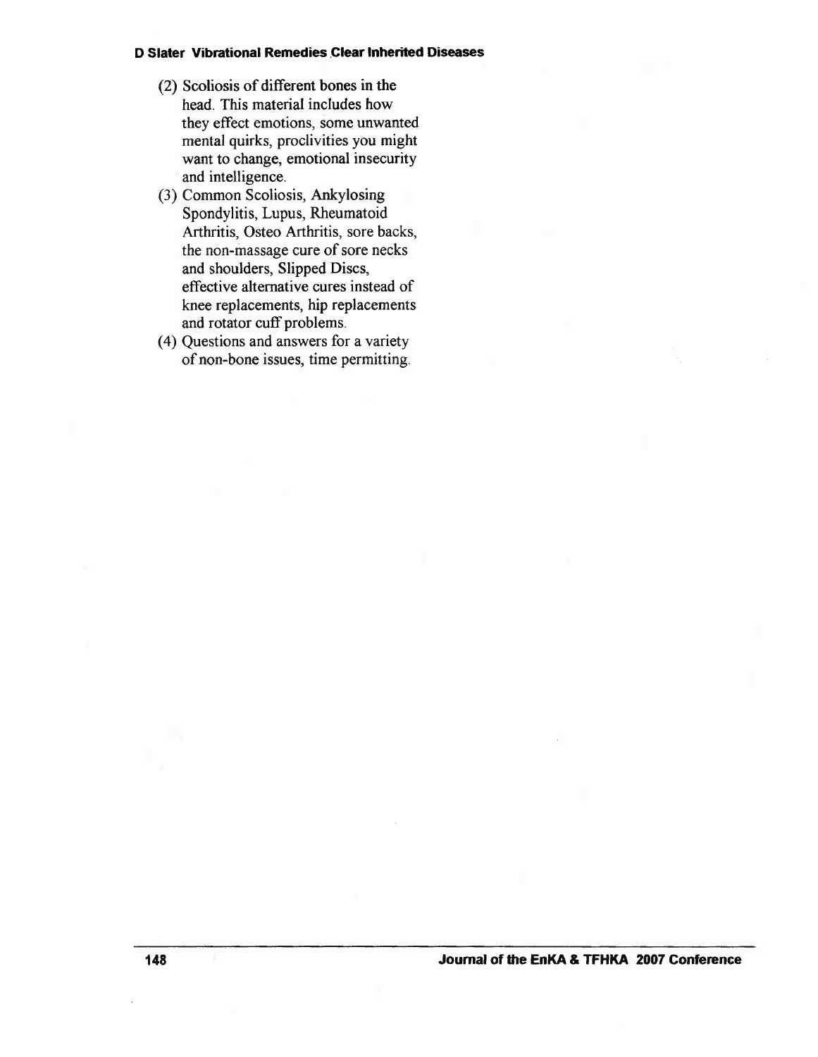(2) Scoliosis of different bones in the head. This material includes how they effect emotions, some unwanted mental quirks, proclivities you might want to change, emotional insecurity and intelligence.

(3) Common Scoliosis, Ankylosing Spondylitis, Lupus, Rheumatoid Arthritis, Osteo Arthritis, sore backs, the non-massage cure of sore necks and shoulders, Slipped Discs, effective alternative cures instead of knee replacements, hip replacements and rotator cuff problems.

(4) Questions and answers for a variety of non-bone issues, time permitting.